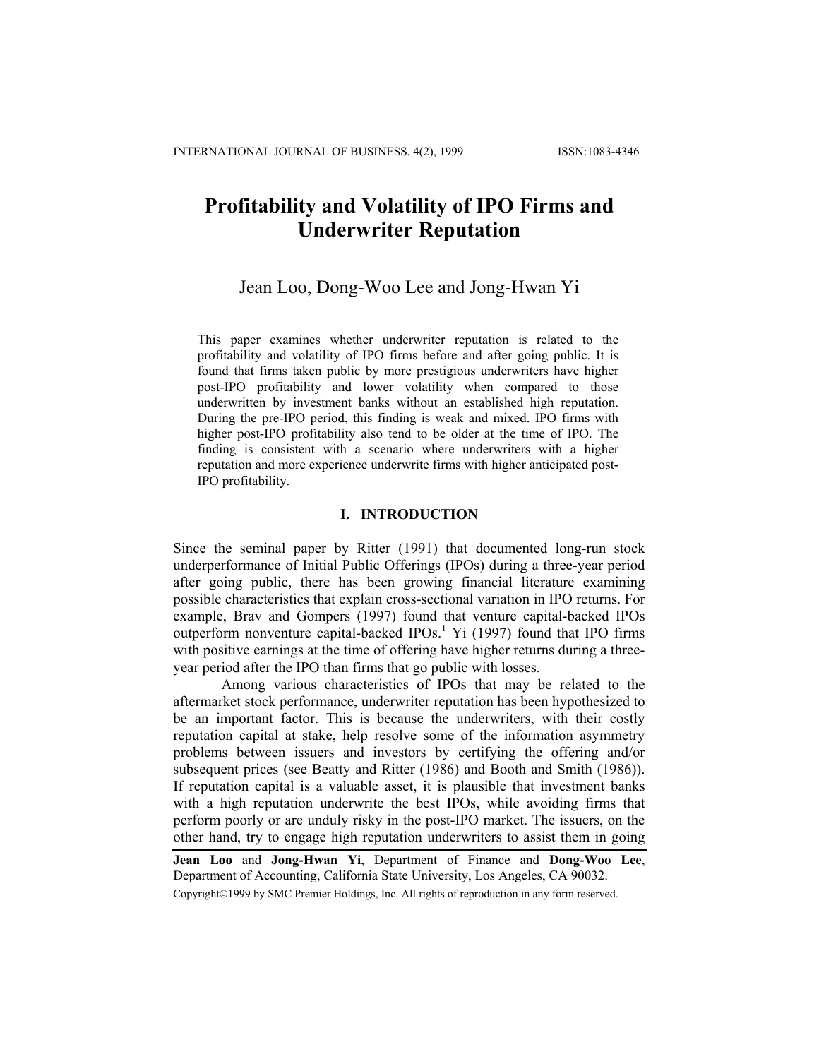# Profitability and Volatility of IPO Firms and Underwriter Reputation

Jean Loo, Dong-Woo Lee and Jong-Hwan Yi

This paper examines whether underwriter reputation is related to the profitability and volatility of IPO firms before and after going public. It is found that firms taken public by more prestigious underwriters have higher post-IPO profitability and lower volatility when compared to those underwritten by investment banks without an established high reputation. During the pre-IPO period, this finding is weak and mixed. IPO firms with higher post-IPO profitability also tend to be older at the time of IPO. The finding is consistent with a scenario where underwriters with a higher reputation and more experience underwrite firms with higher anticipated post-IPO profitability.

## I. INTRODUCTION

Since the seminal paper by Ritter (1991) that documented long-run stock underperformance of Initial Public Offerings (IPOs) during a three-year period after going public, there has been growing financial literature examining possible characteristics that explain cross-sectional variation in IPO returns. For example, Brav and Gompers (1997) found that venture capital-backed IPOs outperform nonventure capital-backed IPOs.[1] Yi (1997) found that IPO firms with positive earnings at the time of offering have higher returns during a three-year period after the IPO than firms that go public with losses.

Among various characteristics of IPOs that may be related to the aftermarket stock performance, underwriter reputation has been hypothesized to be an important factor. This is because the underwriters, with their costly reputation capital at stake, help resolve some of the information asymmetry problems between issuers and investors by certifying the offering and/or subsequent prices (see Beatty and Ritter (1986) and Booth and Smith (1986)). If reputation capital is a valuable asset, it is plausible that investment banks with a high reputation underwrite the best IPOs, while avoiding firms that perform poorly or are unduly risky in the post-IPO market. The issuers, on the other hand, try to engage high reputation underwriters to assist them in going

**Jean Loo** and **Jong-Hwan Yi**, Department of Finance and **Dong-Woo Lee**, Department of Accounting, California State University, Los Angeles, CA 90032.

Copyright©1999 by SMC Premier Holdings, Inc. All rights of reproduction in any form reserved.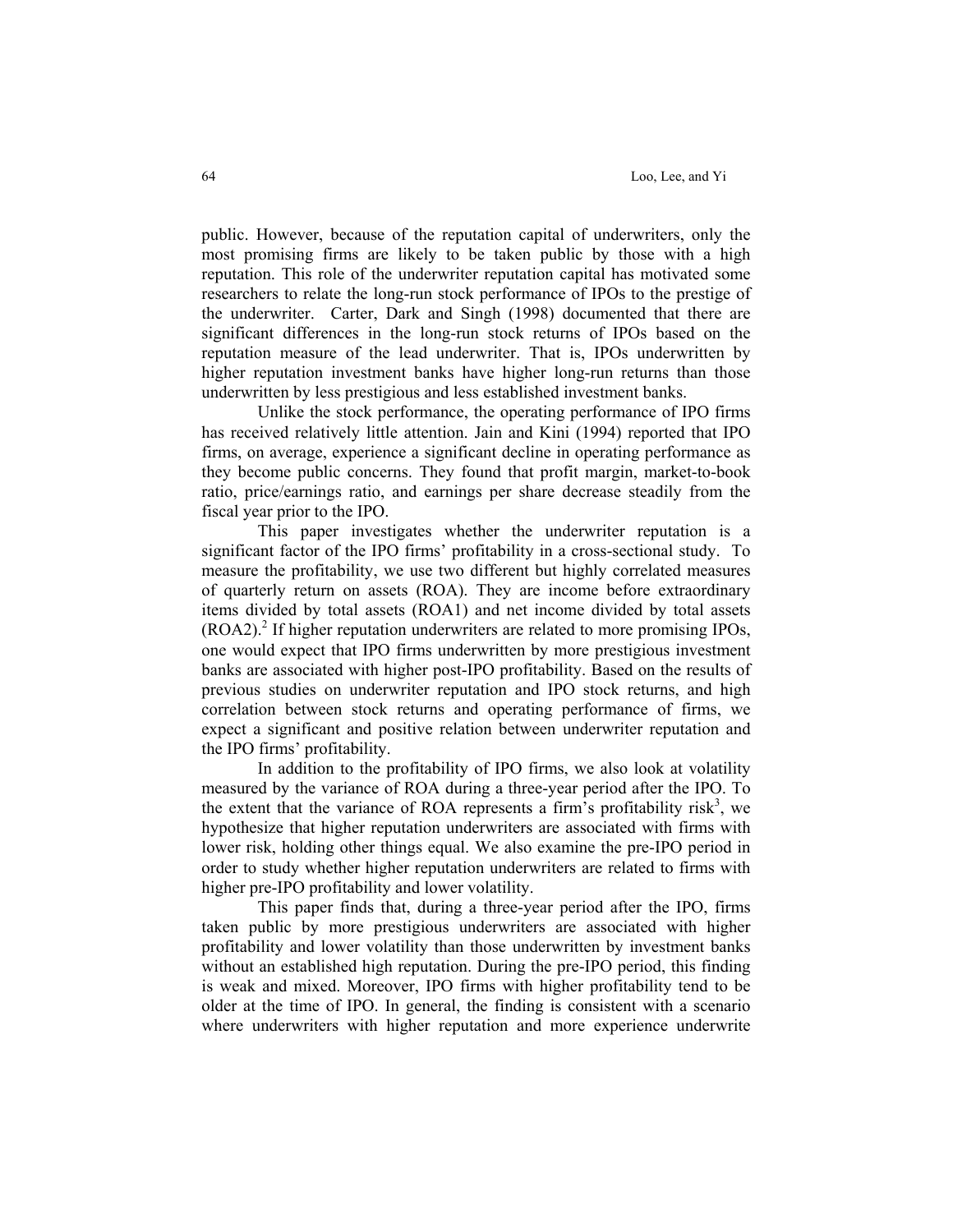public. However, because of the reputation capital of underwriters, only the most promising firms are likely to be taken public by those with a high reputation. This role of the underwriter reputation capital has motivated some researchers to relate the long-run stock performance of IPOs to the prestige of the underwriter. Carter, Dark and Singh (1998) documented that there are significant differences in the long-run stock returns of IPOs based on the reputation measure of the lead underwriter. That is, IPOs underwritten by higher reputation investment banks have higher long-run returns than those underwritten by less prestigious and less established investment banks.

Unlike the stock performance, the operating performance of IPO firms has received relatively little attention. Jain and Kini (1994) reported that IPO firms, on average, experience a significant decline in operating performance as they become public concerns. They found that profit margin, market-to-book ratio, price/earnings ratio, and earnings per share decrease steadily from the fiscal year prior to the IPO.

This paper investigates whether the underwriter reputation is a significant factor of the IPO firms' profitability in a cross-sectional study. To measure the profitability, we use two different but highly correlated measures of quarterly return on assets (ROA). They are income before extraordinary items divided by total assets (ROA1) and net income divided by total assets (ROA2).[2] If higher reputation underwriters are related to more promising IPOs, one would expect that IPO firms underwritten by more prestigious investment banks are associated with higher post-IPO profitability. Based on the results of previous studies on underwriter reputation and IPO stock returns, and high correlation between stock returns and operating performance of firms, we expect a significant and positive relation between underwriter reputation and the IPO firms' profitability.

In addition to the profitability of IPO firms, we also look at volatility measured by the variance of ROA during a three-year period after the IPO. To the extent that the variance of ROA represents a firm's profitability risk[3], we hypothesize that higher reputation underwriters are associated with firms with lower risk, holding other things equal. We also examine the pre-IPO period in order to study whether higher reputation underwriters are related to firms with higher pre-IPO profitability and lower volatility.

This paper finds that, during a three-year period after the IPO, firms taken public by more prestigious underwriters are associated with higher profitability and lower volatility than those underwritten by investment banks without an established high reputation. During the pre-IPO period, this finding is weak and mixed. Moreover, IPO firms with higher profitability tend to be older at the time of IPO. In general, the finding is consistent with a scenario where underwriters with higher reputation and more experience underwrite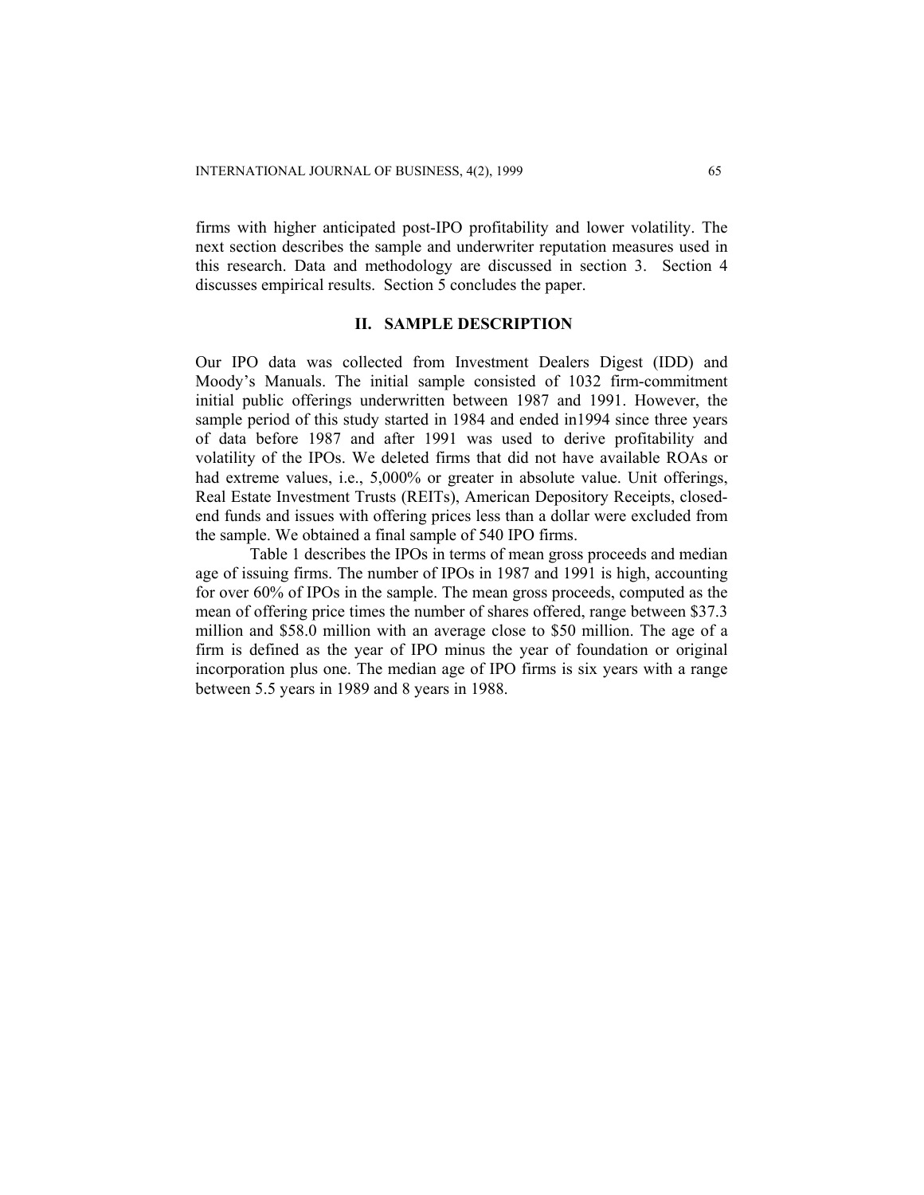firms with higher anticipated post-IPO profitability and lower volatility. The next section describes the sample and underwriter reputation measures used in this research. Data and methodology are discussed in section 3. Section 4 discusses empirical results. Section 5 concludes the paper.

## II. SAMPLE DESCRIPTION

Our IPO data was collected from Investment Dealers Digest (IDD) and Moody's Manuals. The initial sample consisted of 1032 firm-commitment initial public offerings underwritten between 1987 and 1991. However, the sample period of this study started in 1984 and ended in1994 since three years of data before 1987 and after 1991 was used to derive profitability and volatility of the IPOs. We deleted firms that did not have available ROAs or had extreme values, i.e., 5,000% or greater in absolute value. Unit offerings, Real Estate Investment Trusts (REITs), American Depository Receipts, closed-end funds and issues with offering prices less than a dollar were excluded from the sample. We obtained a final sample of 540 IPO firms.

Table 1 describes the IPOs in terms of mean gross proceeds and median age of issuing firms. The number of IPOs in 1987 and 1991 is high, accounting for over 60% of IPOs in the sample. The mean gross proceeds, computed as the mean of offering price times the number of shares offered, range between $37.3 million and $58.0 million with an average close to $50 million. The age of a firm is defined as the year of IPO minus the year of foundation or original incorporation plus one. The median age of IPO firms is six years with a range between 5.5 years in 1989 and 8 years in 1988.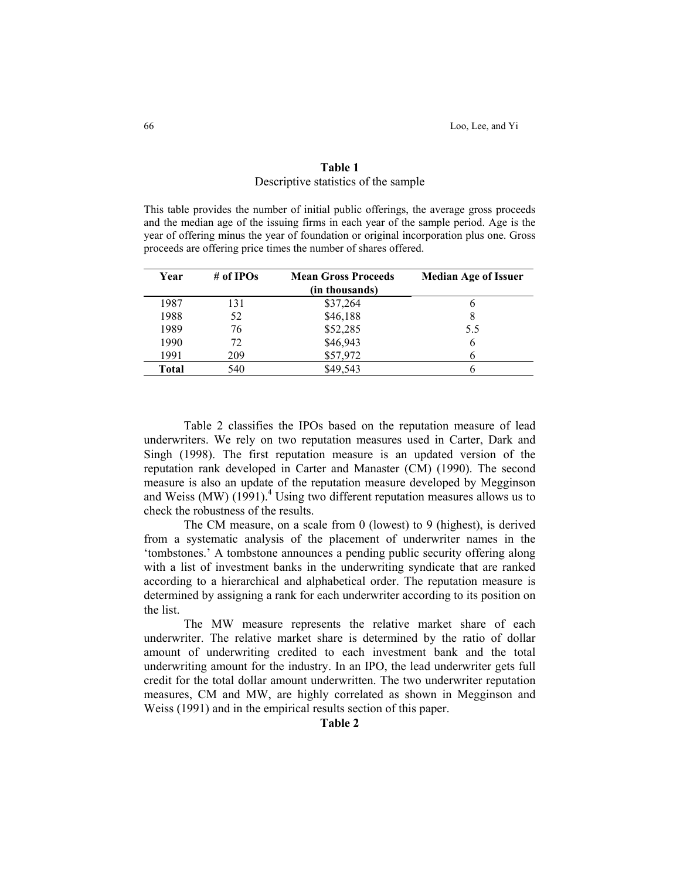**Table 1**
Descriptive statistics of the sample

This table provides the number of initial public offerings, the average gross proceeds and the median age of the issuing firms in each year of the sample period. Age is the year of offering minus the year of foundation or original incorporation plus one. Gross proceeds are offering price times the number of shares offered.

| Year | # of IPOs | Mean Gross Proceeds (in thousands) | Median Age of Issuer |
|---|---|---|---|
| 1987 | 131 | \$37,264 | 6 |
| 1988 | 52 | \$46,188 | 8 |
| 1989 | 76 | \$52,285 | 5.5 |
| 1990 | 72 | \$46,943 | 6 |
| 1991 | 209 | \$57,972 | 6 |
| **Total** | 540 | \$49,543 | 6 |

Table 2 classifies the IPOs based on the reputation measure of lead underwriters. We rely on two reputation measures used in Carter, Dark and Singh (1998). The first reputation measure is an updated version of the reputation rank developed in Carter and Manaster (CM) (1990). The second measure is also an update of the reputation measure developed by Megginson and Weiss (MW) (1991).[4] Using two different reputation measures allows us to check the robustness of the results.

The CM measure, on a scale from 0 (lowest) to 9 (highest), is derived from a systematic analysis of the placement of underwriter names in the 'tombstones.' A tombstone announces a pending public security offering along with a list of investment banks in the underwriting syndicate that are ranked according to a hierarchical and alphabetical order. The reputation measure is determined by assigning a rank for each underwriter according to its position on the list.

The MW measure represents the relative market share of each underwriter. The relative market share is determined by the ratio of dollar amount of underwriting credited to each investment bank and the total underwriting amount for the industry. In an IPO, the lead underwriter gets full credit for the total dollar amount underwritten. The two underwriter reputation measures, CM and MW, are highly correlated as shown in Megginson and Weiss (1991) and in the empirical results section of this paper.

**Table 2**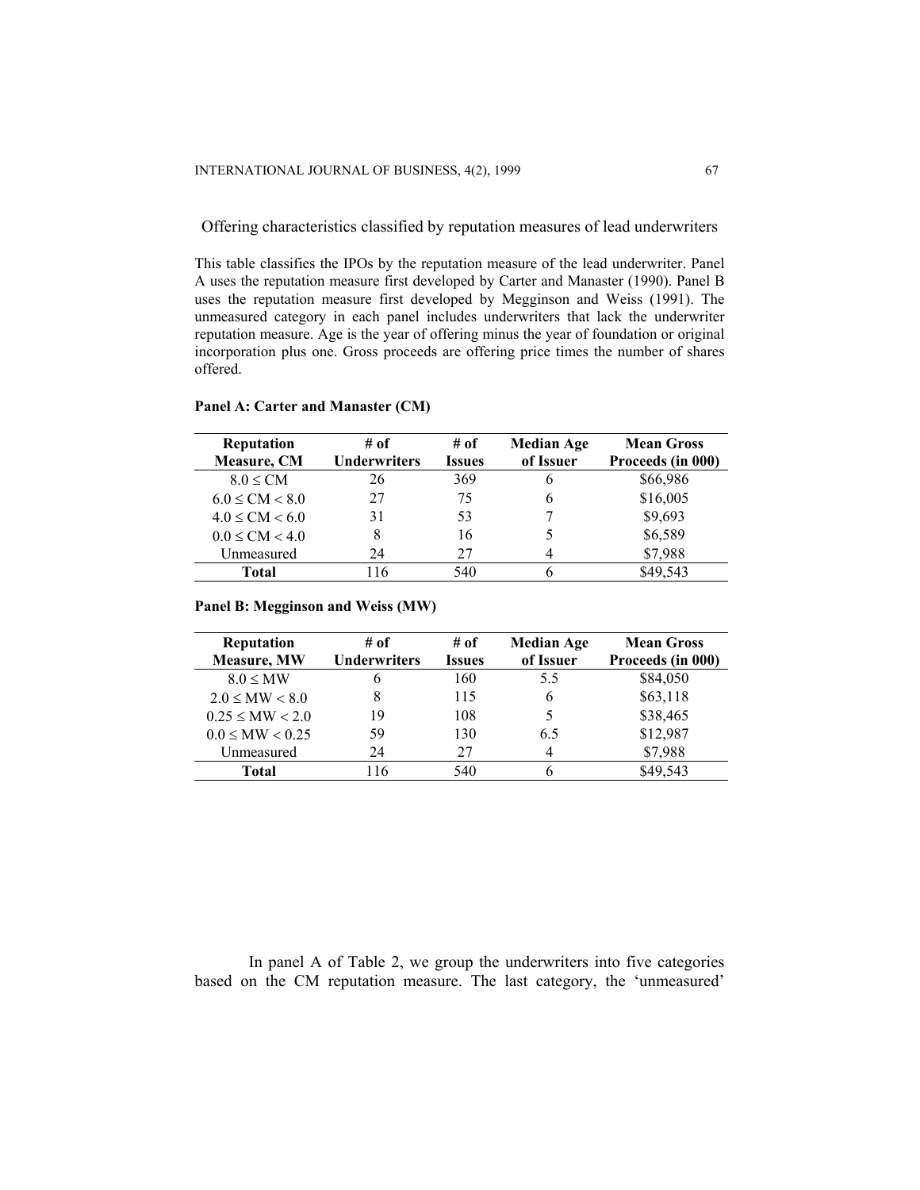Offering characteristics classified by reputation measures of lead underwriters

This table classifies the IPOs by the reputation measure of the lead underwriter. Panel A uses the reputation measure first developed by Carter and Manaster (1990). Panel B uses the reputation measure first developed by Megginson and Weiss (1991). The unmeasured category in each panel includes underwriters that lack the underwriter reputation measure. Age is the year of offering minus the year of foundation or original incorporation plus one. Gross proceeds are offering price times the number of shares offered.

**Panel A: Carter and Manaster (CM)**

| Reputation Measure, CM | # of Underwriters | # of Issues | Median Age of Issuer | Mean Gross Proceeds (in 000) |
|---|---|---|---|---|
| $8.0 \leq CM$ | 26 | 369 | 6 | \$66,986 |
| $6.0 \leq CM < 8.0$ | 27 | 75 | 6 | \$16,005 |
| $4.0 \leq CM < 6.0$ | 31 | 53 | 7 | \$9,693 |
| $0.0 \leq CM < 4.0$ | 8 | 16 | 5 | \$6,589 |
| Unmeasured | 24 | 27 | 4 | \$7,988 |
| **Total** | 116 | 540 | 6 | \$49,543 |

**Panel B: Megginson and Weiss (MW)**

| Reputation Measure, MW | # of Underwriters | # of Issues | Median Age of Issuer | Mean Gross Proceeds (in 000) |
|---|---|---|---|---|
| $8.0 \leq MW$ | 6 | 160 | 5.5 | \$84,050 |
| $2.0 \leq MW < 8.0$ | 8 | 115 | 6 | \$63,118 |
| $0.25 \leq MW < 2.0$ | 19 | 108 | 5 | \$38,465 |
| $0.0 \leq MW < 0.25$ | 59 | 130 | 6.5 | \$12,987 |
| Unmeasured | 24 | 27 | 4 | \$7,988 |
| **Total** | 116 | 540 | 6 | \$49,543 |

In panel A of Table 2, we group the underwriters into five categories based on the CM reputation measure. The last category, the 'unmeasured'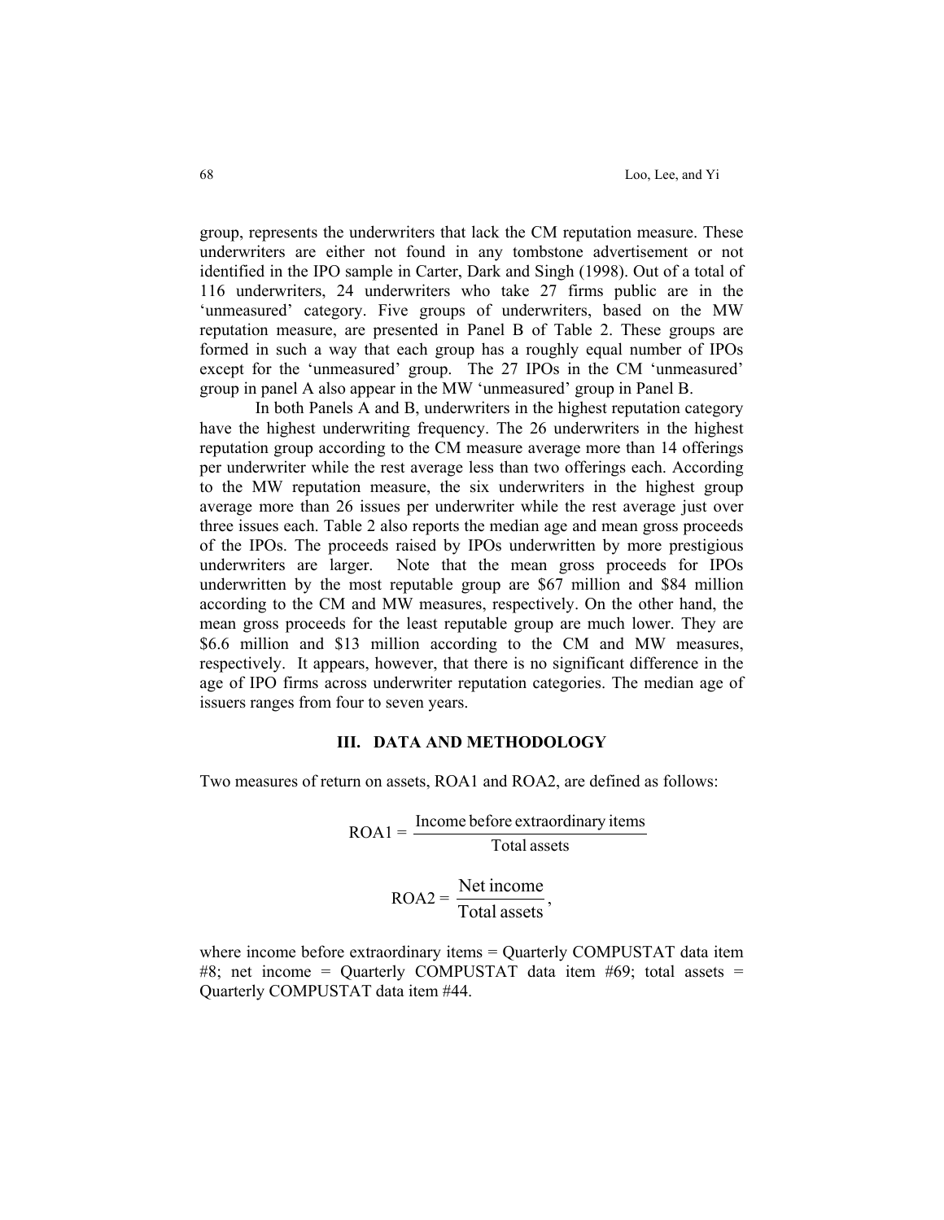group, represents the underwriters that lack the CM reputation measure. These underwriters are either not found in any tombstone advertisement or not identified in the IPO sample in Carter, Dark and Singh (1998). Out of a total of 116 underwriters, 24 underwriters who take 27 firms public are in the 'unmeasured' category. Five groups of underwriters, based on the MW reputation measure, are presented in Panel B of Table 2. These groups are formed in such a way that each group has a roughly equal number of IPOs except for the 'unmeasured' group. The 27 IPOs in the CM 'unmeasured' group in panel A also appear in the MW 'unmeasured' group in Panel B.

In both Panels A and B, underwriters in the highest reputation category have the highest underwriting frequency. The 26 underwriters in the highest reputation group according to the CM measure average more than 14 offerings per underwriter while the rest average less than two offerings each. According to the MW reputation measure, the six underwriters in the highest group average more than 26 issues per underwriter while the rest average just over three issues each. Table 2 also reports the median age and mean gross proceeds of the IPOs. The proceeds raised by IPOs underwritten by more prestigious underwriters are larger. Note that the mean gross proceeds for IPOs underwritten by the most reputable group are $67 million and $84 million according to the CM and MW measures, respectively. On the other hand, the mean gross proceeds for the least reputable group are much lower. They are $6.6 million and $13 million according to the CM and MW measures, respectively. It appears, however, that there is no significant difference in the age of IPO firms across underwriter reputation categories. The median age of issuers ranges from four to seven years.

## III. DATA AND METHODOLOGY

Two measures of return on assets, ROA1 and ROA2, are defined as follows:

$$\text{ROA1} = \frac{\text{Income before extraordinary items}}{\text{Total assets}}$$

$$\text{ROA2} = \frac{\text{Net income}}{\text{Total assets}},$$

where income before extraordinary items = Quarterly COMPUSTAT data item #8; net income = Quarterly COMPUSTAT data item #69; total assets = Quarterly COMPUSTAT data item #44.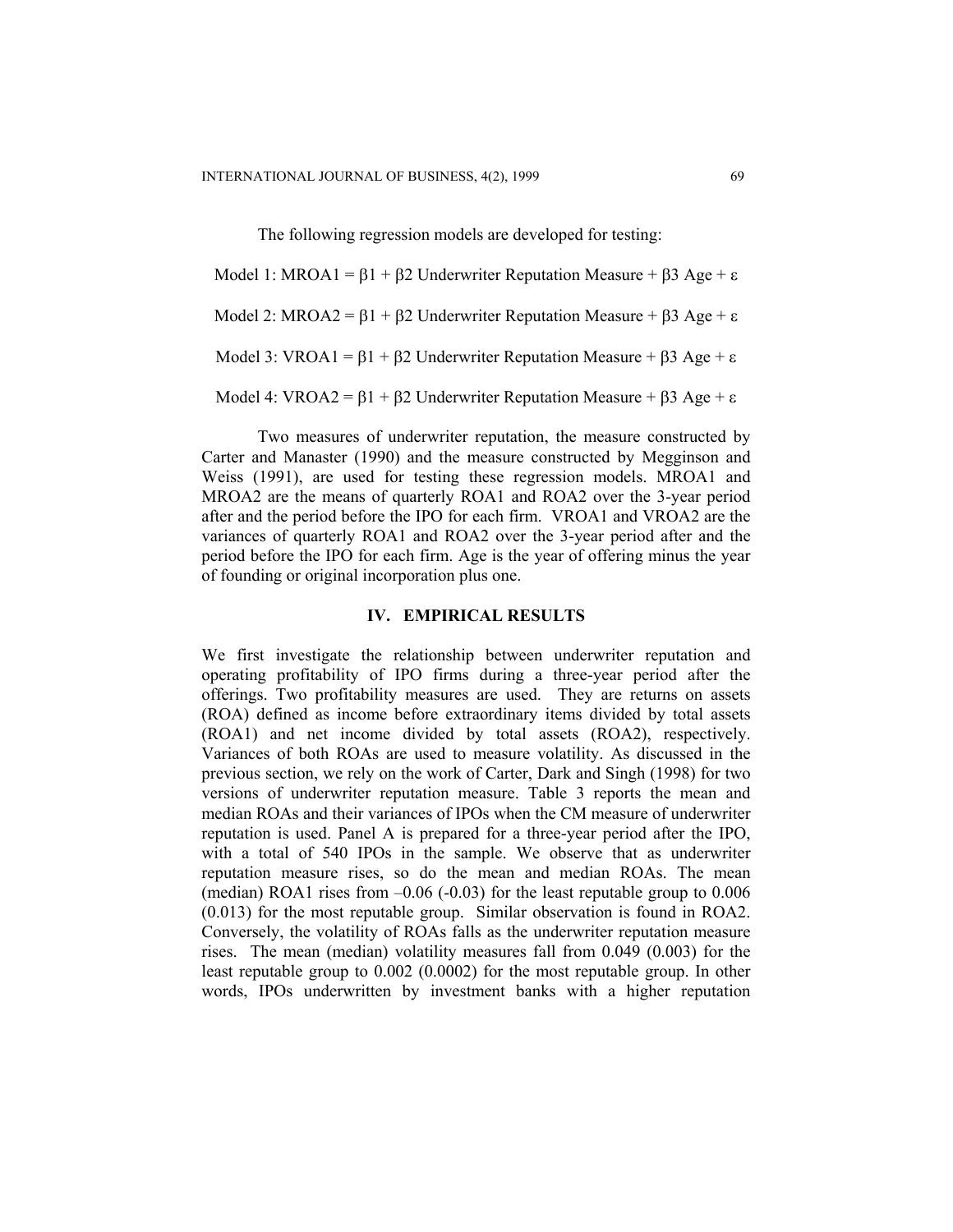The following regression models are developed for testing:

$$\text{Model 1: MROA1} = \beta 1 + \beta 2 \text{ Underwriter Reputation Measure} + \beta 3 \text{ Age} + \varepsilon$$

$$\text{Model 2: MROA2} = \beta 1 + \beta 2 \text{ Underwriter Reputation Measure} + \beta 3 \text{ Age} + \varepsilon$$

$$\text{Model 3: VROA1} = \beta 1 + \beta 2 \text{ Underwriter Reputation Measure} + \beta 3 \text{ Age} + \varepsilon$$

$$\text{Model 4: VROA2} = \beta 1 + \beta 2 \text{ Underwriter Reputation Measure} + \beta 3 \text{ Age} + \varepsilon$$

Two measures of underwriter reputation, the measure constructed by Carter and Manaster (1990) and the measure constructed by Megginson and Weiss (1991), are used for testing these regression models. MROA1 and MROA2 are the means of quarterly ROA1 and ROA2 over the 3-year period after and the period before the IPO for each firm. VROA1 and VROA2 are the variances of quarterly ROA1 and ROA2 over the 3-year period after and the period before the IPO for each firm. Age is the year of offering minus the year of founding or original incorporation plus one.

## IV. EMPIRICAL RESULTS

We first investigate the relationship between underwriter reputation and operating profitability of IPO firms during a three-year period after the offerings. Two profitability measures are used. They are returns on assets (ROA) defined as income before extraordinary items divided by total assets (ROA1) and net income divided by total assets (ROA2), respectively. Variances of both ROAs are used to measure volatility. As discussed in the previous section, we rely on the work of Carter, Dark and Singh (1998) for two versions of underwriter reputation measure. Table 3 reports the mean and median ROAs and their variances of IPOs when the CM measure of underwriter reputation is used. Panel A is prepared for a three-year period after the IPO, with a total of 540 IPOs in the sample. We observe that as underwriter reputation measure rises, so do the mean and median ROAs. The mean (median) ROA1 rises from –0.06 (-0.03) for the least reputable group to 0.006 (0.013) for the most reputable group. Similar observation is found in ROA2. Conversely, the volatility of ROAs falls as the underwriter reputation measure rises. The mean (median) volatility measures fall from 0.049 (0.003) for the least reputable group to 0.002 (0.0002) for the most reputable group. In other words, IPOs underwritten by investment banks with a higher reputation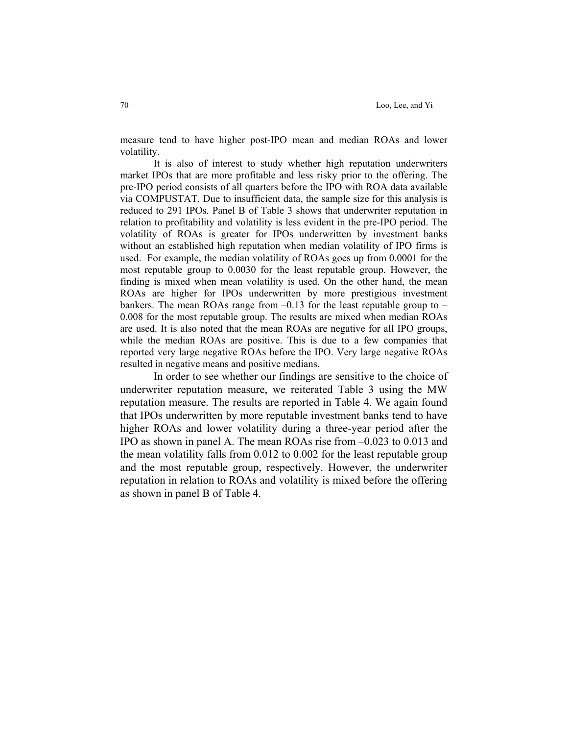measure tend to have higher post-IPO mean and median ROAs and lower volatility.

It is also of interest to study whether high reputation underwriters market IPOs that are more profitable and less risky prior to the offering. The pre-IPO period consists of all quarters before the IPO with ROA data available via COMPUSTAT. Due to insufficient data, the sample size for this analysis is reduced to 291 IPOs. Panel B of Table 3 shows that underwriter reputation in relation to profitability and volatility is less evident in the pre-IPO period. The volatility of ROAs is greater for IPOs underwritten by investment banks without an established high reputation when median volatility of IPO firms is used. For example, the median volatility of ROAs goes up from 0.0001 for the most reputable group to 0.0030 for the least reputable group. However, the finding is mixed when mean volatility is used. On the other hand, the mean ROAs are higher for IPOs underwritten by more prestigious investment bankers. The mean ROAs range from –0.13 for the least reputable group to –0.008 for the most reputable group. The results are mixed when median ROAs are used. It is also noted that the mean ROAs are negative for all IPO groups, while the median ROAs are positive. This is due to a few companies that reported very large negative ROAs before the IPO. Very large negative ROAs resulted in negative means and positive medians.

In order to see whether our findings are sensitive to the choice of underwriter reputation measure, we reiterated Table 3 using the MW reputation measure. The results are reported in Table 4. We again found that IPOs underwritten by more reputable investment banks tend to have higher ROAs and lower volatility during a three-year period after the IPO as shown in panel A. The mean ROAs rise from –0.023 to 0.013 and the mean volatility falls from 0.012 to 0.002 for the least reputable group and the most reputable group, respectively. However, the underwriter reputation in relation to ROAs and volatility is mixed before the offering as shown in panel B of Table 4.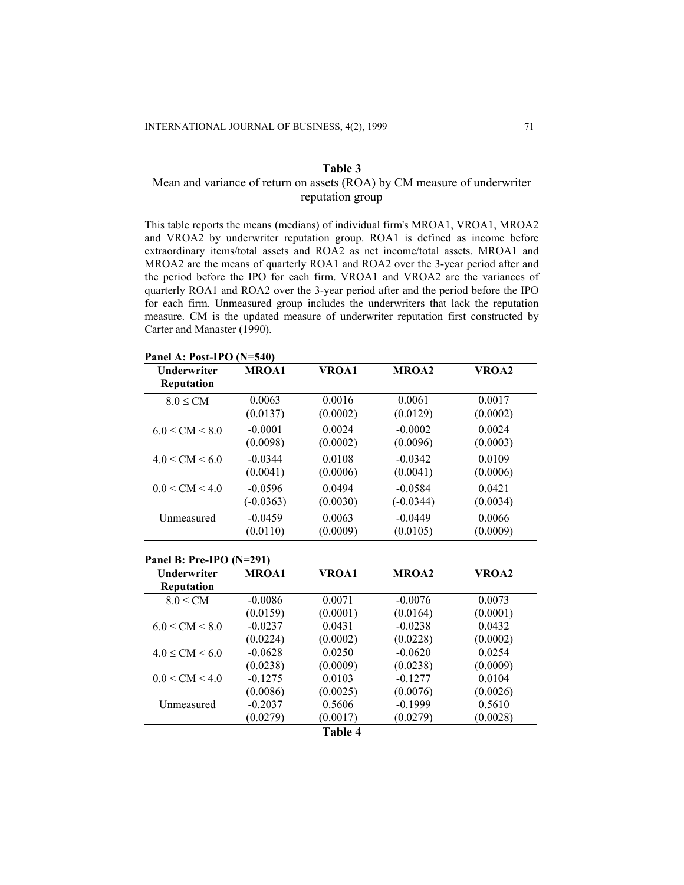## Table 3

Mean and variance of return on assets (ROA) by CM measure of underwriter reputation group

This table reports the means (medians) of individual firm's MROA1, VROA1, MROA2 and VROA2 by underwriter reputation group. ROA1 is defined as income before extraordinary items/total assets and ROA2 as net income/total assets. MROA1 and MROA2 are the means of quarterly ROA1 and ROA2 over the 3-year period after and the period before the IPO for each firm. VROA1 and VROA2 are the variances of quarterly ROA1 and ROA2 over the 3-year period after and the period before the IPO for each firm. Unmeasured group includes the underwriters that lack the reputation measure. CM is the updated measure of underwriter reputation first constructed by Carter and Manaster (1990).

**Panel A: Post-IPO (N=540)**

| Underwriter Reputation | MROA1 | VROA1 | MROA2 | VROA2 |
|---|---|---|---|---|
| 8.0 ≤ CM | 0.0063 (0.0137) | 0.0016 (0.0002) | 0.0061 (0.0129) | 0.0017 (0.0002) |
| 6.0 ≤ CM < 8.0 | -0.0001 (0.0098) | 0.0024 (0.0002) | -0.0002 (0.0096) | 0.0024 (0.0003) |
| 4.0 ≤ CM < 6.0 | -0.0344 (0.0041) | 0.0108 (0.0006) | -0.0342 (0.0041) | 0.0109 (0.0006) |
| 0.0 < CM < 4.0 | -0.0596 (-0.0363) | 0.0494 (0.0030) | -0.0584 (-0.0344) | 0.0421 (0.0034) |
| Unmeasured | -0.0459 (0.0110) | 0.0063 (0.0009) | -0.0449 (0.0105) | 0.0066 (0.0009) |

**Panel B: Pre-IPO (N=291)**

| Underwriter Reputation | MROA1 | VROA1 | MROA2 | VROA2 |
|---|---|---|---|---|
| 8.0 ≤ CM | -0.0086 (0.0159) | 0.0071 (0.0001) | -0.0076 (0.0164) | 0.0073 (0.0001) |
| 6.0 ≤ CM < 8.0 | -0.0237 (0.0224) | 0.0431 (0.0002) | -0.0238 (0.0228) | 0.0432 (0.0002) |
| 4.0 ≤ CM < 6.0 | -0.0628 (0.0238) | 0.0250 (0.0009) | -0.0620 (0.0238) | 0.0254 (0.0009) |
| 0.0 < CM < 4.0 | -0.1275 (0.0086) | 0.0103 (0.0025) | -0.1277 (0.0076) | 0.0104 (0.0026) |
| Unmeasured | -0.2037 (0.0279) | 0.5606 (0.0017) | -0.1999 (0.0279) | 0.5610 (0.0028) |

## Table 4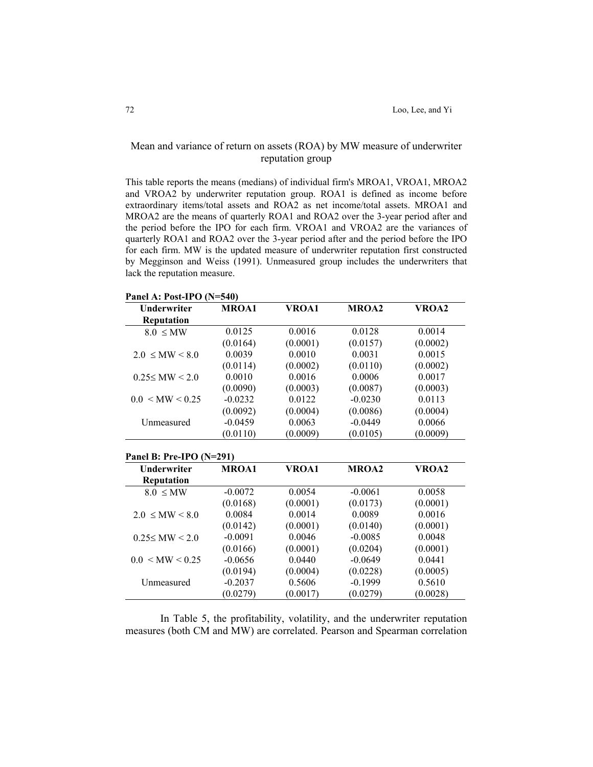## Mean and variance of return on assets (ROA) by MW measure of underwriter reputation group

This table reports the means (medians) of individual firm's MROA1, VROA1, MROA2 and VROA2 by underwriter reputation group. ROA1 is defined as income before extraordinary items/total assets and ROA2 as net income/total assets. MROA1 and MROA2 are the means of quarterly ROA1 and ROA2 over the 3-year period after and the period before the IPO for each firm. VROA1 and VROA2 are the variances of quarterly ROA1 and ROA2 over the 3-year period after and the period before the IPO for each firm. MW is the updated measure of underwriter reputation first constructed by Megginson and Weiss (1991). Unmeasured group includes the underwriters that lack the reputation measure.

**Panel A: Post-IPO (N=540)**

| Underwriter Reputation | MROA1 | VROA1 | MROA2 | VROA2 |
|---|---|---|---|---|
| 8.0 ≤ MW | 0.0125 | 0.0016 | 0.0128 | 0.0014 |
| | (0.0164) | (0.0001) | (0.0157) | (0.0002) |
| 2.0 ≤ MW < 8.0 | 0.0039 | 0.0010 | 0.0031 | 0.0015 |
| | (0.0114) | (0.0002) | (0.0110) | (0.0002) |
| 0.25≤ MW < 2.0 | 0.0010 | 0.0016 | 0.0006 | 0.0017 |
| | (0.0090) | (0.0003) | (0.0087) | (0.0003) |
| 0.0 < MW < 0.25 | -0.0232 | 0.0122 | -0.0230 | 0.0113 |
| | (0.0092) | (0.0004) | (0.0086) | (0.0004) |
| Unmeasured | -0.0459 | 0.0063 | -0.0449 | 0.0066 |
| | (0.0110) | (0.0009) | (0.0105) | (0.0009) |

**Panel B: Pre-IPO (N=291)**

| Underwriter Reputation | MROA1 | VROA1 | MROA2 | VROA2 |
|---|---|---|---|---|
| 8.0 ≤ MW | -0.0072 | 0.0054 | -0.0061 | 0.0058 |
| | (0.0168) | (0.0001) | (0.0173) | (0.0001) |
| 2.0 ≤ MW < 8.0 | 0.0084 | 0.0014 | 0.0089 | 0.0016 |
| | (0.0142) | (0.0001) | (0.0140) | (0.0001) |
| 0.25≤ MW < 2.0 | -0.0091 | 0.0046 | -0.0085 | 0.0048 |
| | (0.0166) | (0.0001) | (0.0204) | (0.0001) |
| 0.0 < MW < 0.25 | -0.0656 | 0.0440 | -0.0649 | 0.0441 |
| | (0.0194) | (0.0004) | (0.0228) | (0.0005) |
| Unmeasured | -0.2037 | 0.5606 | -0.1999 | 0.5610 |
| | (0.0279) | (0.0017) | (0.0279) | (0.0028) |

In Table 5, the profitability, volatility, and the underwriter reputation measures (both CM and MW) are correlated. Pearson and Spearman correlation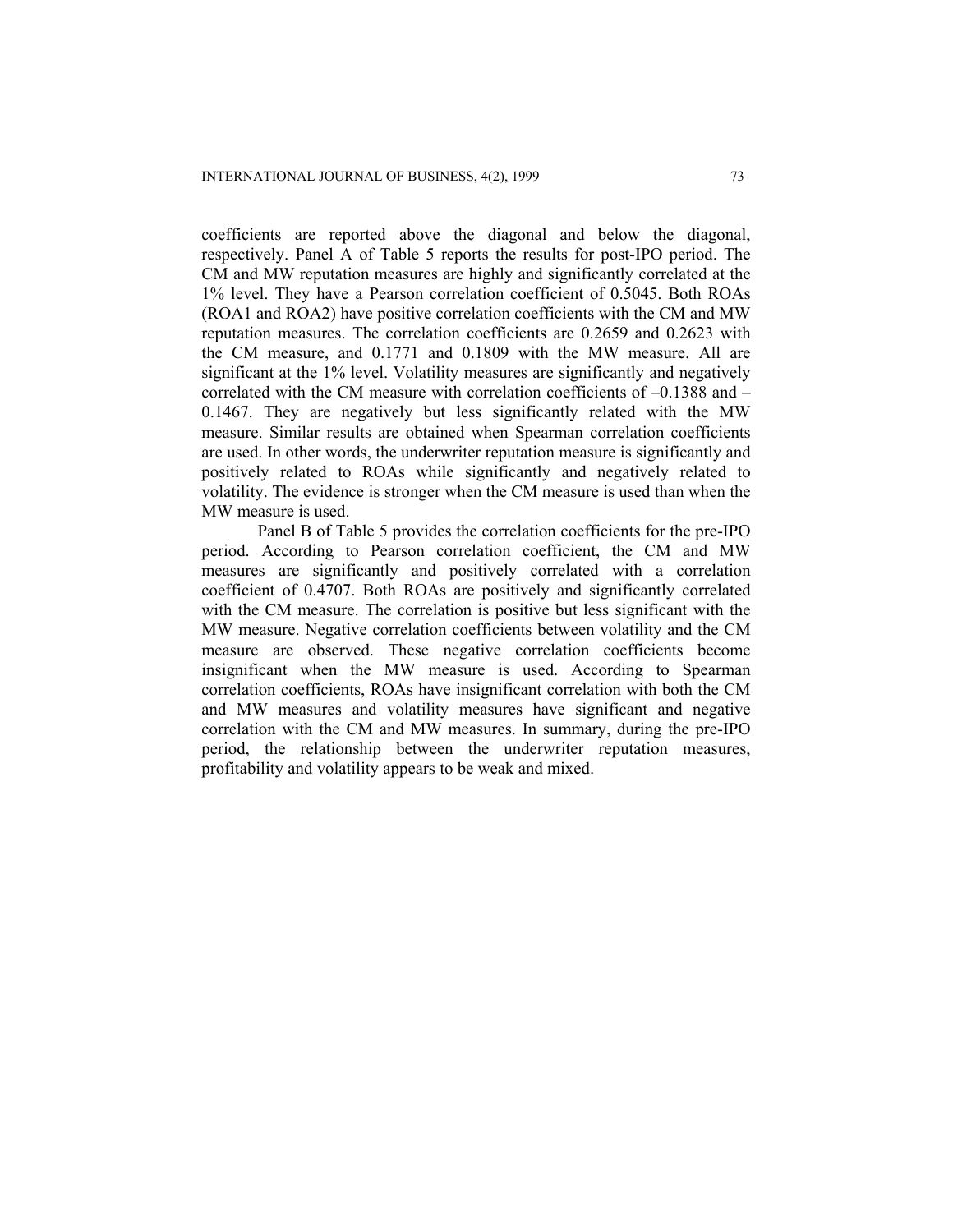coefficients are reported above the diagonal and below the diagonal, respectively. Panel A of Table 5 reports the results for post-IPO period. The CM and MW reputation measures are highly and significantly correlated at the 1% level. They have a Pearson correlation coefficient of 0.5045. Both ROAs (ROA1 and ROA2) have positive correlation coefficients with the CM and MW reputation measures. The correlation coefficients are 0.2659 and 0.2623 with the CM measure, and 0.1771 and 0.1809 with the MW measure. All are significant at the 1% level. Volatility measures are significantly and negatively correlated with the CM measure with correlation coefficients of –0.1388 and –0.1467. They are negatively but less significantly related with the MW measure. Similar results are obtained when Spearman correlation coefficients are used. In other words, the underwriter reputation measure is significantly and positively related to ROAs while significantly and negatively related to volatility. The evidence is stronger when the CM measure is used than when the MW measure is used.

Panel B of Table 5 provides the correlation coefficients for the pre-IPO period. According to Pearson correlation coefficient, the CM and MW measures are significantly and positively correlated with a correlation coefficient of 0.4707. Both ROAs are positively and significantly correlated with the CM measure. The correlation is positive but less significant with the MW measure. Negative correlation coefficients between volatility and the CM measure are observed. These negative correlation coefficients become insignificant when the MW measure is used. According to Spearman correlation coefficients, ROAs have insignificant correlation with both the CM and MW measures and volatility measures have significant and negative correlation with the CM and MW measures. In summary, during the pre-IPO period, the relationship between the underwriter reputation measures, profitability and volatility appears to be weak and mixed.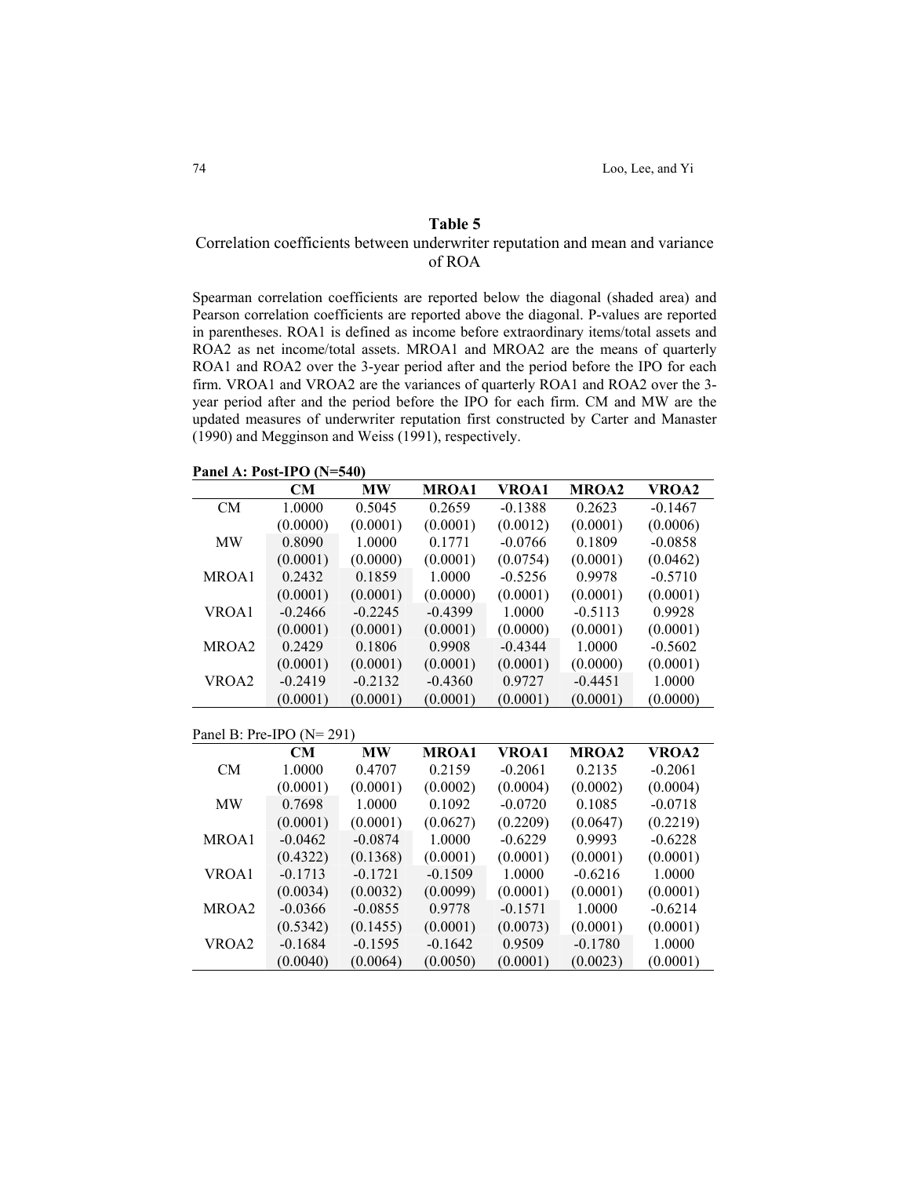## Table 5

Correlation coefficients between underwriter reputation and mean and variance of ROA

Spearman correlation coefficients are reported below the diagonal (shaded area) and Pearson correlation coefficients are reported above the diagonal. P-values are reported in parentheses. ROA1 is defined as income before extraordinary items/total assets and ROA2 as net income/total assets. MROA1 and MROA2 are the means of quarterly ROA1 and ROA2 over the 3-year period after and the period before the IPO for each firm. VROA1 and VROA2 are the variances of quarterly ROA1 and ROA2 over the 3-year period after and the period before the IPO for each firm. CM and MW are the updated measures of underwriter reputation first constructed by Carter and Manaster (1990) and Megginson and Weiss (1991), respectively.

**Panel A: Post-IPO (N=540)**

| | **CM** | **MW** | **MROA1** | **VROA1** | **MROA2** | **VROA2** |
|---|---|---|---|---|---|---|
| CM | 1.0000 | 0.5045 | 0.2659 | -0.1388 | 0.2623 | -0.1467 |
| | (0.0000) | (0.0001) | (0.0001) | (0.0012) | (0.0001) | (0.0006) |
| MW | 0.8090 | 1.0000 | 0.1771 | -0.0766 | 0.1809 | -0.0858 |
| | (0.0001) | (0.0000) | (0.0001) | (0.0754) | (0.0001) | (0.0462) |
| MROA1 | 0.2432 | 0.1859 | 1.0000 | -0.5256 | 0.9978 | -0.5710 |
| | (0.0001) | (0.0001) | (0.0000) | (0.0001) | (0.0001) | (0.0001) |
| VROA1 | -0.2466 | -0.2245 | -0.4399 | 1.0000 | -0.5113 | 0.9928 |
| | (0.0001) | (0.0001) | (0.0001) | (0.0000) | (0.0001) | (0.0001) |
| MROA2 | 0.2429 | 0.1806 | 0.9908 | -0.4344 | 1.0000 | -0.5602 |
| | (0.0001) | (0.0001) | (0.0001) | (0.0001) | (0.0000) | (0.0001) |
| VROA2 | -0.2419 | -0.2132 | -0.4360 | 0.9727 | -0.4451 | 1.0000 |
| | (0.0001) | (0.0001) | (0.0001) | (0.0001) | (0.0001) | (0.0000) |

Panel B: Pre-IPO (N= 291)

| | **CM** | **MW** | **MROA1** | **VROA1** | **MROA2** | **VROA2** |
|---|---|---|---|---|---|---|
| CM | 1.0000 | 0.4707 | 0.2159 | -0.2061 | 0.2135 | -0.2061 |
| | (0.0001) | (0.0001) | (0.0002) | (0.0004) | (0.0002) | (0.0004) |
| MW | 0.7698 | 1.0000 | 0.1092 | -0.0720 | 0.1085 | -0.0718 |
| | (0.0001) | (0.0001) | (0.0627) | (0.2209) | (0.0647) | (0.2219) |
| MROA1 | -0.0462 | -0.0874 | 1.0000 | -0.6229 | 0.9993 | -0.6228 |
| | (0.4322) | (0.1368) | (0.0001) | (0.0001) | (0.0001) | (0.0001) |
| VROA1 | -0.1713 | -0.1721 | -0.1509 | 1.0000 | -0.6216 | 1.0000 |
| | (0.0034) | (0.0032) | (0.0099) | (0.0001) | (0.0001) | (0.0001) |
| MROA2 | -0.0366 | -0.0855 | 0.9778 | -0.1571 | 1.0000 | -0.6214 |
| | (0.5342) | (0.1455) | (0.0001) | (0.0073) | (0.0001) | (0.0001) |
| VROA2 | -0.1684 | -0.1595 | -0.1642 | 0.9509 | -0.1780 | 1.0000 |
| | (0.0040) | (0.0064) | (0.0050) | (0.0001) | (0.0023) | (0.0001) |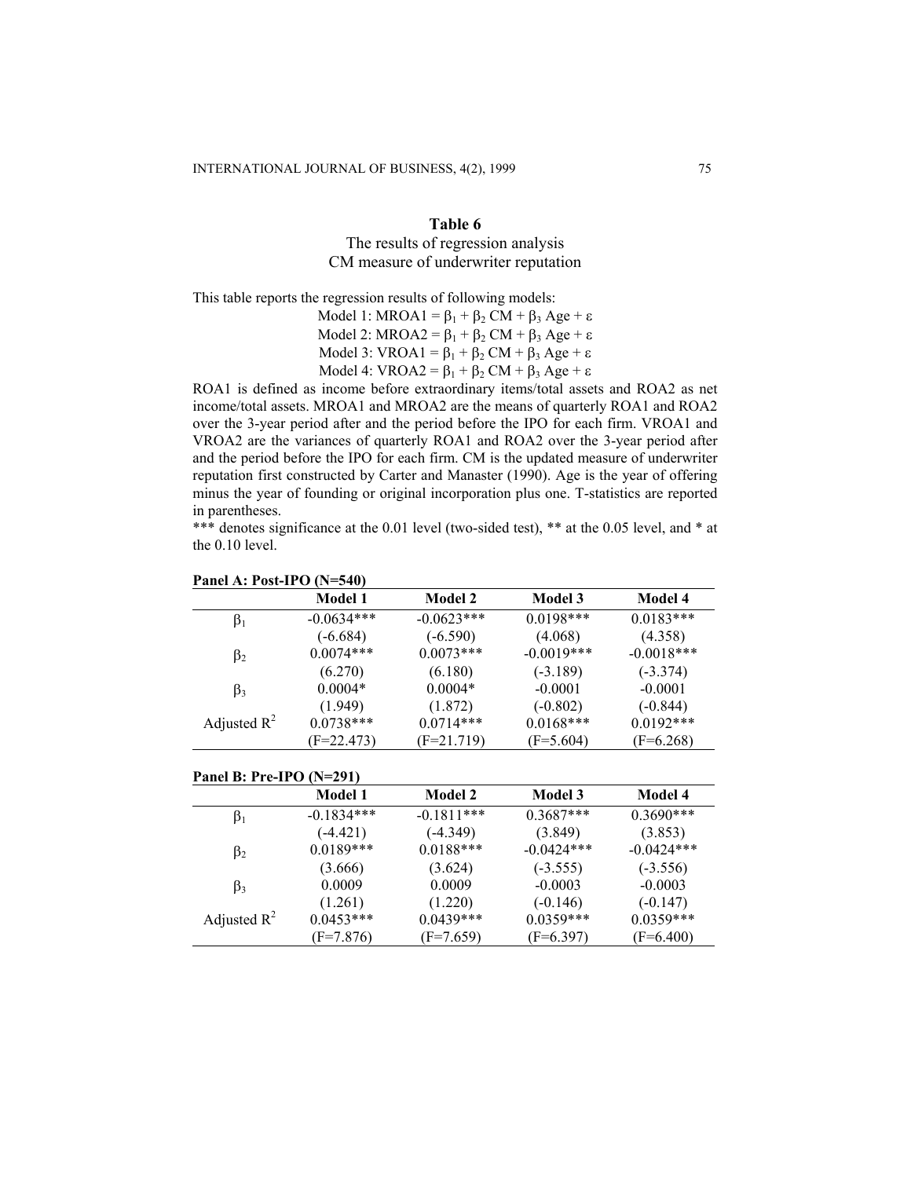**Table 6**

The results of regression analysis
CM measure of underwriter reputation

This table reports the regression results of following models:

Model 1: MROA1 = $\beta_1 + \beta_2$ CM + $\beta_3$ Age + $\varepsilon$
Model 2: MROA2 = $\beta_1 + \beta_2$ CM + $\beta_3$ Age + $\varepsilon$
Model 3: VROA1 = $\beta_1 + \beta_2$ CM + $\beta_3$ Age + $\varepsilon$
Model 4: VROA2 = $\beta_1 + \beta_2$ CM + $\beta_3$ Age + $\varepsilon$

ROA1 is defined as income before extraordinary items/total assets and ROA2 as net income/total assets. MROA1 and MROA2 are the means of quarterly ROA1 and ROA2 over the 3-year period after and the period before the IPO for each firm. VROA1 and VROA2 are the variances of quarterly ROA1 and ROA2 over the 3-year period after and the period before the IPO for each firm. CM is the updated measure of underwriter reputation first constructed by Carter and Manaster (1990). Age is the year of offering minus the year of founding or original incorporation plus one. T-statistics are reported in parentheses.

*** denotes significance at the 0.01 level (two-sided test), ** at the 0.05 level, and * at the 0.10 level.

**Panel A: Post-IPO (N=540)**

| | Model 1 | Model 2 | Model 3 | Model 4 |
|---|---|---|---|---|
| $\beta_1$ | -0.0634*** | -0.0623*** | 0.0198*** | 0.0183*** |
| | (-6.684) | (-6.590) | (4.068) | (4.358) |
| $\beta_2$ | 0.0074*** | 0.0073*** | -0.0019*** | -0.0018*** |
| | (6.270) | (6.180) | (-3.189) | (-3.374) |
| $\beta_3$ | 0.0004* | 0.0004* | -0.0001 | -0.0001 |
| | (1.949) | (1.872) | (-0.802) | (-0.844) |
| Adjusted $R^2$ | 0.0738*** | 0.0714*** | 0.0168*** | 0.0192*** |
| | (F=22.473) | (F=21.719) | (F=5.604) | (F=6.268) |

**Panel B: Pre-IPO (N=291)**

| | Model 1 | Model 2 | Model 3 | Model 4 |
|---|---|---|---|---|
| $\beta_1$ | -0.1834*** | -0.1811*** | 0.3687*** | 0.3690*** |
| | (-4.421) | (-4.349) | (3.849) | (3.853) |
| $\beta_2$ | 0.0189*** | 0.0188*** | -0.0424*** | -0.0424*** |
| | (3.666) | (3.624) | (-3.555) | (-3.556) |
| $\beta_3$ | 0.0009 | 0.0009 | -0.0003 | -0.0003 |
| | (1.261) | (1.220) | (-0.146) | (-0.147) |
| Adjusted $R^2$ | 0.0453*** | 0.0439*** | 0.0359*** | 0.0359*** |
| | (F=7.876) | (F=7.659) | (F=6.397) | (F=6.400) |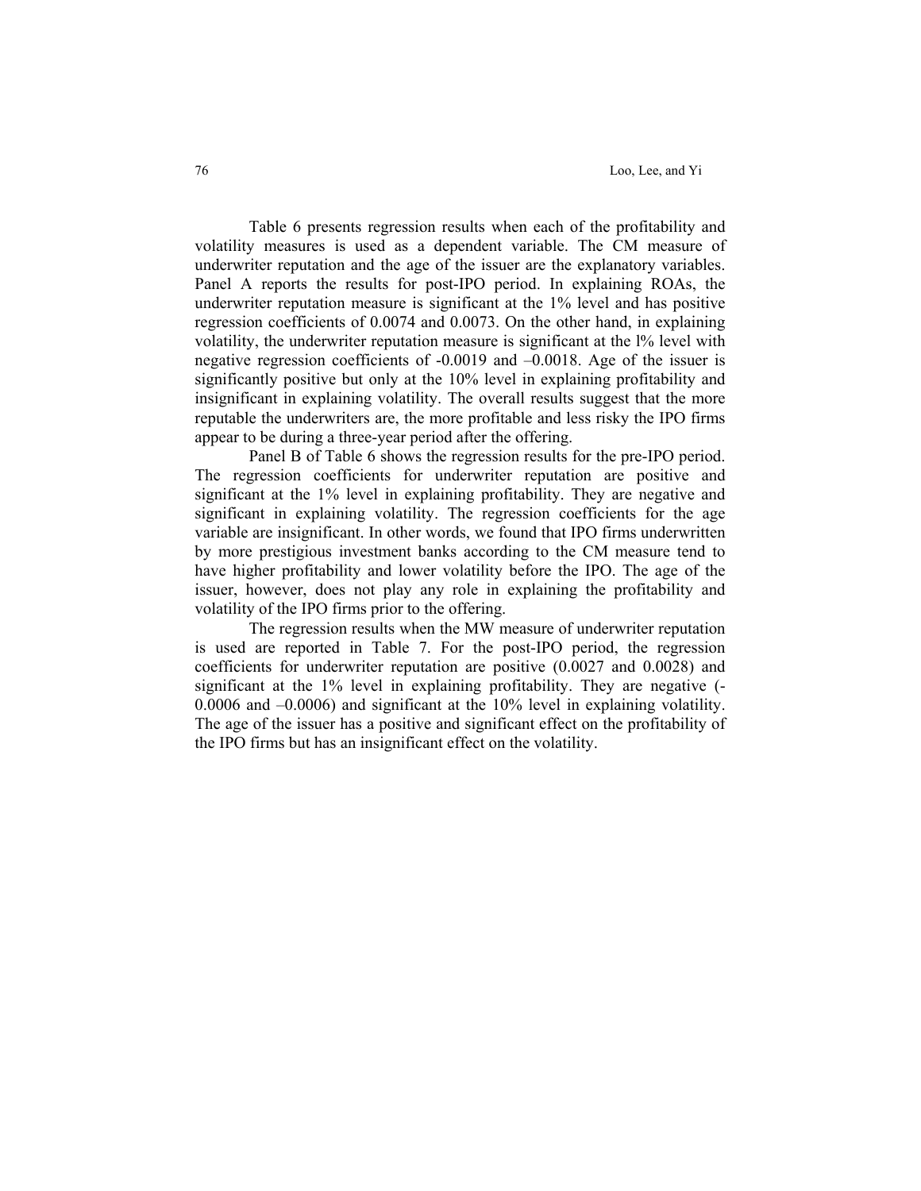Table 6 presents regression results when each of the profitability and volatility measures is used as a dependent variable. The CM measure of underwriter reputation and the age of the issuer are the explanatory variables. Panel A reports the results for post-IPO period. In explaining ROAs, the underwriter reputation measure is significant at the 1% level and has positive regression coefficients of 0.0074 and 0.0073. On the other hand, in explaining volatility, the underwriter reputation measure is significant at the l% level with negative regression coefficients of -0.0019 and –0.0018. Age of the issuer is significantly positive but only at the 10% level in explaining profitability and insignificant in explaining volatility. The overall results suggest that the more reputable the underwriters are, the more profitable and less risky the IPO firms appear to be during a three-year period after the offering.

Panel B of Table 6 shows the regression results for the pre-IPO period. The regression coefficients for underwriter reputation are positive and significant at the 1% level in explaining profitability. They are negative and significant in explaining volatility. The regression coefficients for the age variable are insignificant. In other words, we found that IPO firms underwritten by more prestigious investment banks according to the CM measure tend to have higher profitability and lower volatility before the IPO. The age of the issuer, however, does not play any role in explaining the profitability and volatility of the IPO firms prior to the offering.

The regression results when the MW measure of underwriter reputation is used are reported in Table 7. For the post-IPO period, the regression coefficients for underwriter reputation are positive (0.0027 and 0.0028) and significant at the 1% level in explaining profitability. They are negative (-0.0006 and –0.0006) and significant at the 10% level in explaining volatility. The age of the issuer has a positive and significant effect on the profitability of the IPO firms but has an insignificant effect on the volatility.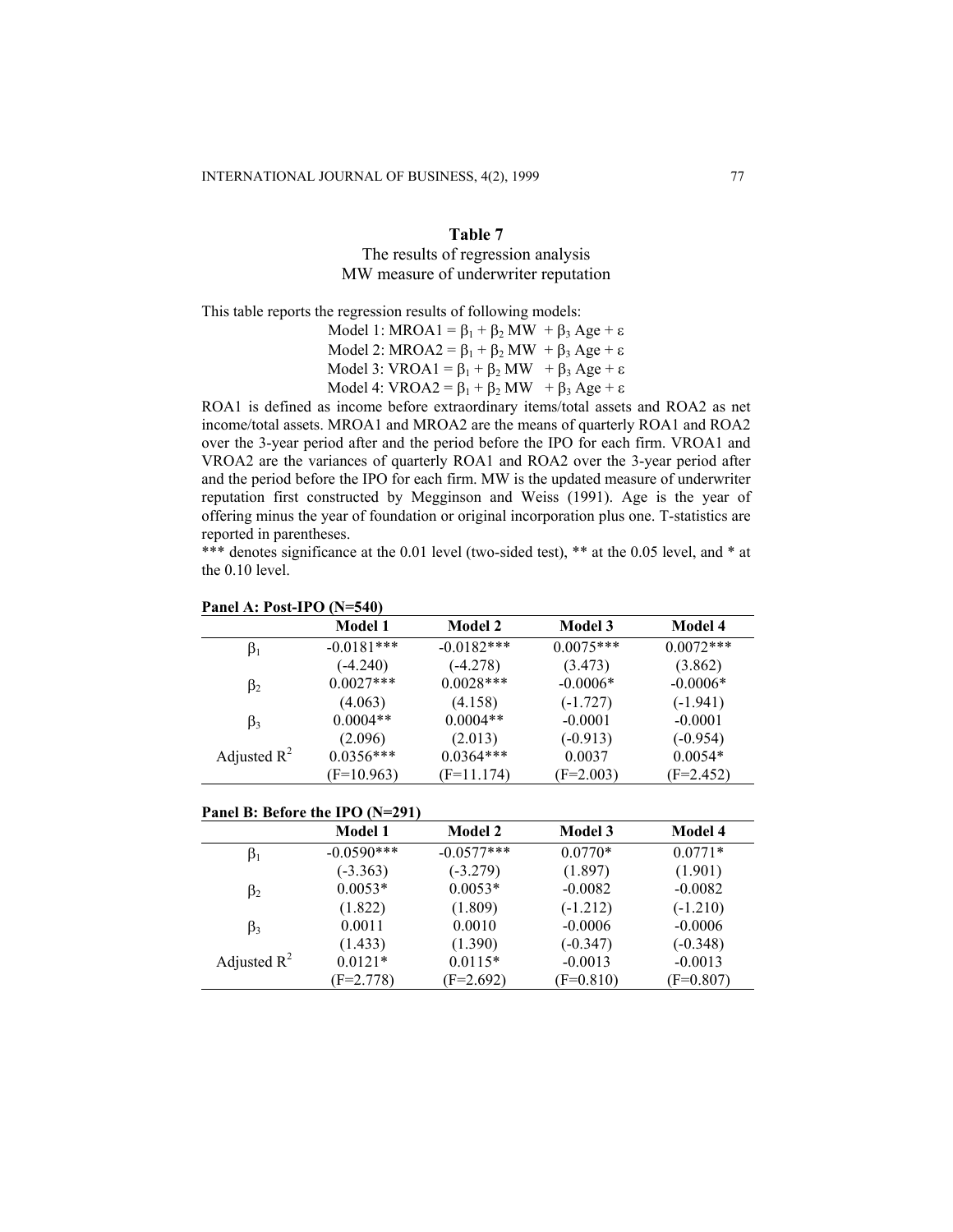## Table 7

The results of regression analysis
MW measure of underwriter reputation

This table reports the regression results of following models:

Model 1: MROA1 = $\beta_1 + \beta_2$ MW + $\beta_3$ Age + $\varepsilon$
Model 2: MROA2 = $\beta_1 + \beta_2$ MW + $\beta_3$ Age + $\varepsilon$
Model 3: VROA1 = $\beta_1 + \beta_2$ MW + $\beta_3$ Age + $\varepsilon$
Model 4: VROA2 = $\beta_1 + \beta_2$ MW + $\beta_3$ Age + $\varepsilon$

ROA1 is defined as income before extraordinary items/total assets and ROA2 as net income/total assets. MROA1 and MROA2 are the means of quarterly ROA1 and ROA2 over the 3-year period after and the period before the IPO for each firm. VROA1 and VROA2 are the variances of quarterly ROA1 and ROA2 over the 3-year period after and the period before the IPO for each firm. MW is the updated measure of underwriter reputation first constructed by Megginson and Weiss (1991). Age is the year of offering minus the year of foundation or original incorporation plus one. T-statistics are reported in parentheses.

*** denotes significance at the 0.01 level (two-sided test), ** at the 0.05 level, and * at the 0.10 level.

**Panel A: Post-IPO (N=540)**

| | Model 1 | Model 2 | Model 3 | Model 4 |
|---|---|---|---|---|
| $\beta_1$ | -0.0181*** | -0.0182*** | 0.0075*** | 0.0072*** |
| | (-4.240) | (-4.278) | (3.473) | (3.862) |
| $\beta_2$ | 0.0027*** | 0.0028*** | -0.0006* | -0.0006* |
| | (4.063) | (4.158) | (-1.727) | (-1.941) |
| $\beta_3$ | 0.0004** | 0.0004** | -0.0001 | -0.0001 |
| | (2.096) | (2.013) | (-0.913) | (-0.954) |
| Adjusted $R^2$ | 0.0356*** | 0.0364*** | 0.0037 | 0.0054* |
| | (F=10.963) | (F=11.174) | (F=2.003) | (F=2.452) |

**Panel B: Before the IPO (N=291)**

| | Model 1 | Model 2 | Model 3 | Model 4 |
|---|---|---|---|---|
| $\beta_1$ | -0.0590*** | -0.0577*** | 0.0770* | 0.0771* |
| | (-3.363) | (-3.279) | (1.897) | (1.901) |
| $\beta_2$ | 0.0053* | 0.0053* | -0.0082 | -0.0082 |
| | (1.822) | (1.809) | (-1.212) | (-1.210) |
| $\beta_3$ | 0.0011 | 0.0010 | -0.0006 | -0.0006 |
| | (1.433) | (1.390) | (-0.347) | (-0.348) |
| Adjusted $R^2$ | 0.0121* | 0.0115* | -0.0013 | -0.0013 |
| | (F=2.778) | (F=2.692) | (F=0.810) | (F=0.807) |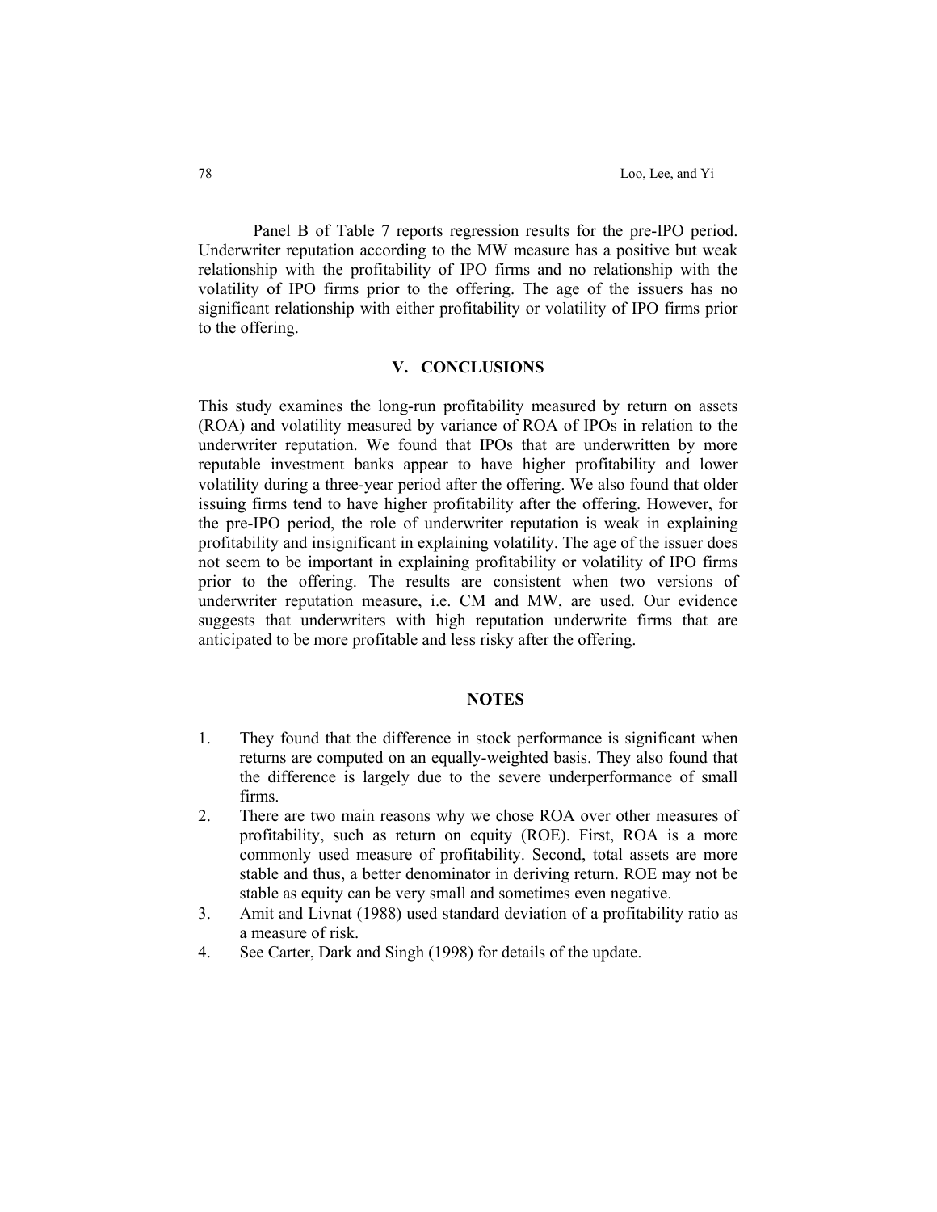Panel B of Table 7 reports regression results for the pre-IPO period. Underwriter reputation according to the MW measure has a positive but weak relationship with the profitability of IPO firms and no relationship with the volatility of IPO firms prior to the offering. The age of the issuers has no significant relationship with either profitability or volatility of IPO firms prior to the offering.

## V. CONCLUSIONS

This study examines the long-run profitability measured by return on assets (ROA) and volatility measured by variance of ROA of IPOs in relation to the underwriter reputation. We found that IPOs that are underwritten by more reputable investment banks appear to have higher profitability and lower volatility during a three-year period after the offering. We also found that older issuing firms tend to have higher profitability after the offering. However, for the pre-IPO period, the role of underwriter reputation is weak in explaining profitability and insignificant in explaining volatility. The age of the issuer does not seem to be important in explaining profitability or volatility of IPO firms prior to the offering. The results are consistent when two versions of underwriter reputation measure, i.e. CM and MW, are used. Our evidence suggests that underwriters with high reputation underwrite firms that are anticipated to be more profitable and less risky after the offering.

## NOTES

1. They found that the difference in stock performance is significant when returns are computed on an equally-weighted basis. They also found that the difference is largely due to the severe underperformance of small firms.
2. There are two main reasons why we chose ROA over other measures of profitability, such as return on equity (ROE). First, ROA is a more commonly used measure of profitability. Second, total assets are more stable and thus, a better denominator in deriving return. ROE may not be stable as equity can be very small and sometimes even negative.
3. Amit and Livnat (1988) used standard deviation of a profitability ratio as a measure of risk.
4. See Carter, Dark and Singh (1998) for details of the update.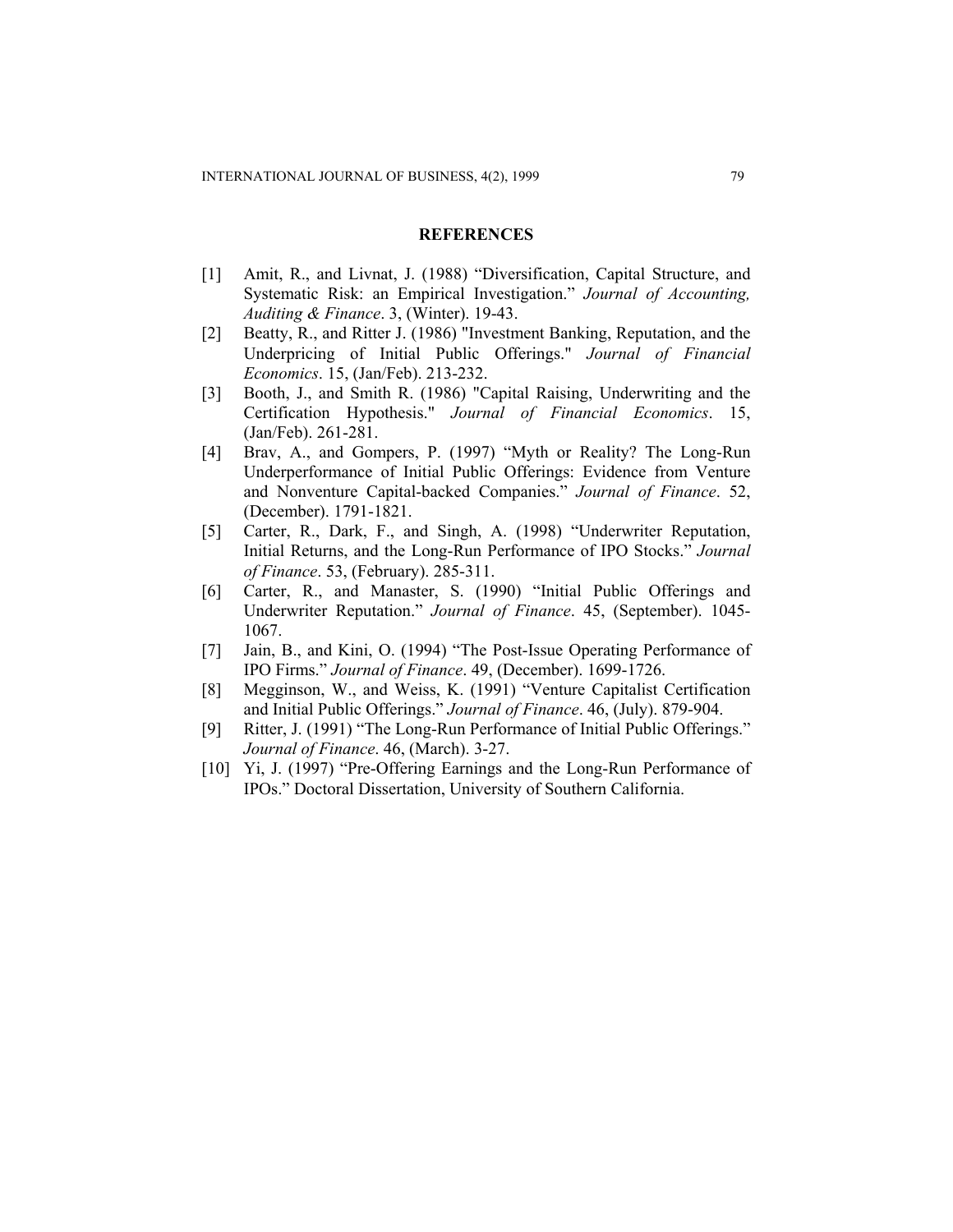## REFERENCES

[1] Amit, R., and Livnat, J. (1988) “Diversification, Capital Structure, and Systematic Risk: an Empirical Investigation.” *Journal of Accounting, Auditing & Finance*. 3, (Winter). 19-43.

[2] Beatty, R., and Ritter J. (1986) "Investment Banking, Reputation, and the Underpricing of Initial Public Offerings." *Journal of Financial Economics*. 15, (Jan/Feb). 213-232.

[3] Booth, J., and Smith R. (1986) "Capital Raising, Underwriting and the Certification Hypothesis." *Journal of Financial Economics*. 15, (Jan/Feb). 261-281.

[4] Brav, A., and Gompers, P. (1997) “Myth or Reality? The Long-Run Underperformance of Initial Public Offerings: Evidence from Venture and Nonventure Capital-backed Companies.” *Journal of Finance*. 52, (December). 1791-1821.

[5] Carter, R., Dark, F., and Singh, A. (1998) “Underwriter Reputation, Initial Returns, and the Long-Run Performance of IPO Stocks.” *Journal of Finance*. 53, (February). 285-311.

[6] Carter, R., and Manaster, S. (1990) “Initial Public Offerings and Underwriter Reputation.” *Journal of Finance*. 45, (September). 1045-1067.

[7] Jain, B., and Kini, O. (1994) “The Post-Issue Operating Performance of IPO Firms.” *Journal of Finance*. 49, (December). 1699-1726.

[8] Megginson, W., and Weiss, K. (1991) “Venture Capitalist Certification and Initial Public Offerings.” *Journal of Finance*. 46, (July). 879-904.

[9] Ritter, J. (1991) “The Long-Run Performance of Initial Public Offerings.” *Journal of Finance*. 46, (March). 3-27.

[10] Yi, J. (1997) “Pre-Offering Earnings and the Long-Run Performance of IPOs.” Doctoral Dissertation, University of Southern California.